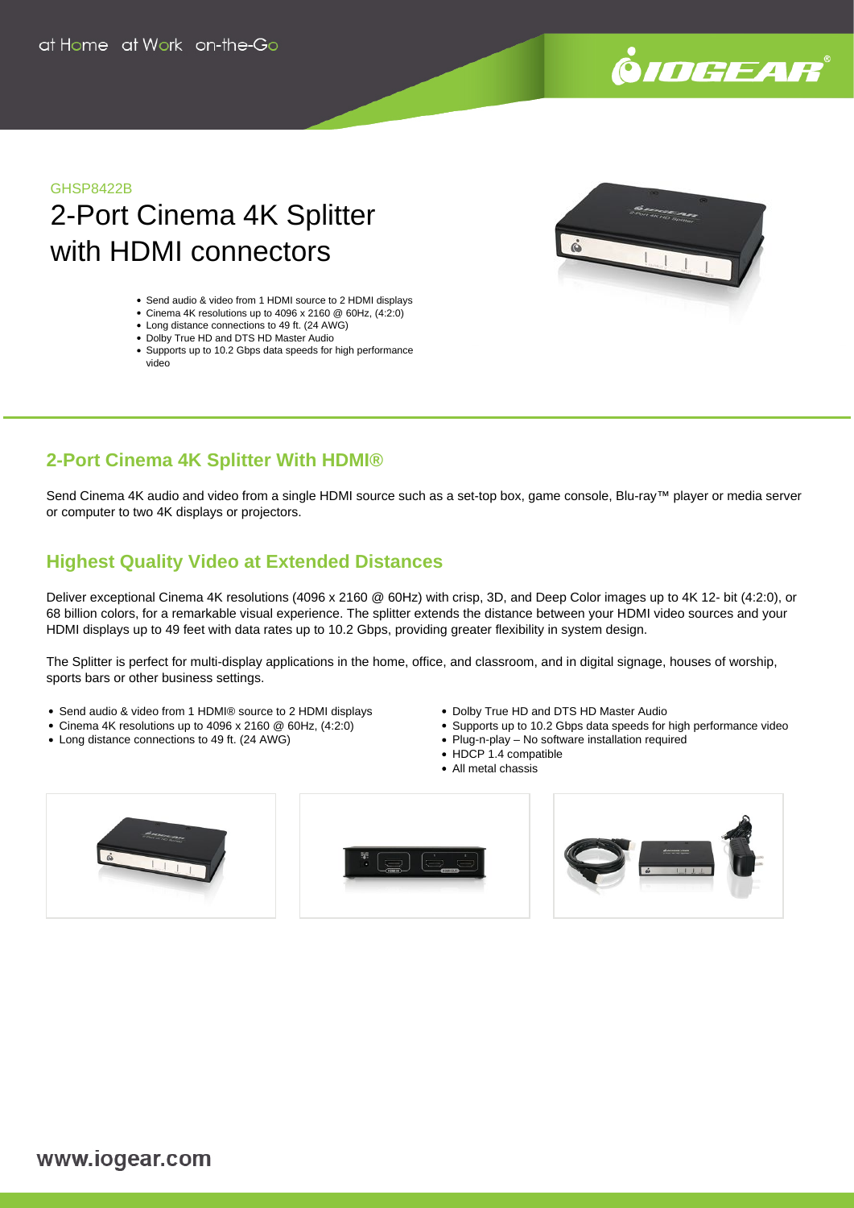at Home at Work on-the-Go

GHSP8422B

# 2-Port Cinema 4K Splitter with HDMI connectors

- Send audio & video from 1 HDMI source to 2 HDMI displays
- Cinema 4K resolutions up to 4096 x 2160 @ 60Hz, (4:2:0)
- Long distance connections to 49 ft. (24 AWG)
- Dolby True HD and DTS HD Master Audio
- Supports up to 10.2 Gbps data speeds for high performance video

## 2-Port Cinema 4K Splitter With HDMI®

Send Cinema 4K audio and video from a single HDMI source such as a set-top box, game console, Blu-ray™ player or media server or computer to two 4K displays or projectors.

## Highest Quality Video at Extended Distances

Deliver exceptional Cinema 4K resolutions (4096 x 2160 @ 60Hz) with crisp, 3D, and Deep Color images up to 4K 12- bit (4:2:0), or 68 billion colors, for a remarkable visual experience. The splitter extends the distance between your HDMI video sources and your HDMI displays up to 49 feet with data rates up to 10.2 Gbps, providing greater flexibility in system design.

The Splitter is perfect for multi-display applications in the home, office, and classroom, and in digital signage, houses of worship, sports bars or other business settings.

- Send audio & video from 1 HDMI® source to 2 HDMI displays
- Cinema 4K resolutions up to 4096 x 2160 @ 60Hz, (4:2:0)
- Long distance connections to 49 ft. (24 AWG)
- Dolby True HD and DTS HD Master Audio
- Supports up to 10.2 Gbps data speeds for high performance video
- Plug-n-play – No software installation required
- HDCP 1.4 compatible
- All metal chassis

www.iogear.com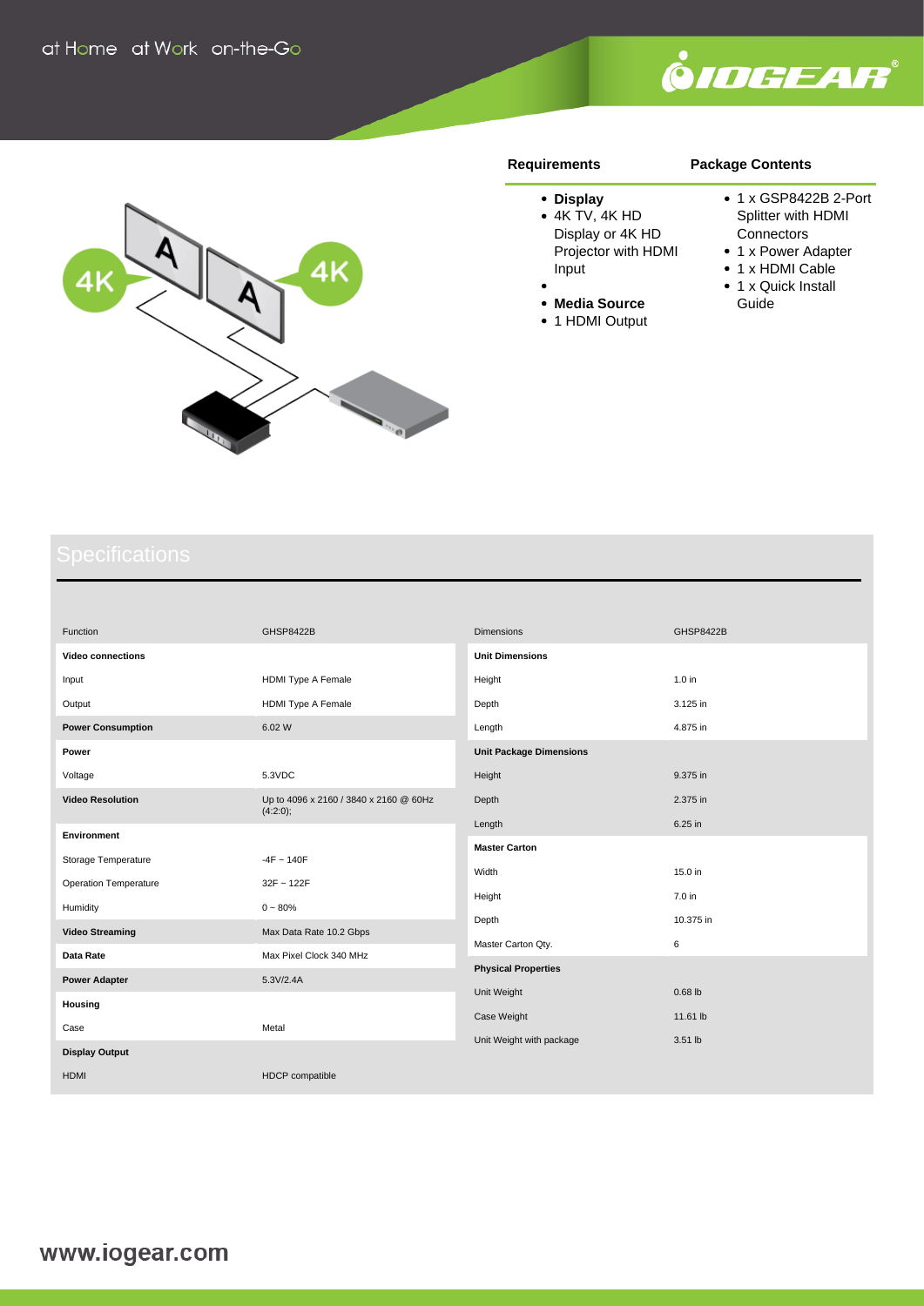## Requirements

- **Display**
- 4K TV, 4K HD Display or 4K HD Projector with HDMI Input
- 
- **Media Source**
- 1 HDMI Output

## Package Contents

- 1 x GSP8422B 2-Port Splitter with HDMI Connectors
- 1 x Power Adapter
- 1 x HDMI Cable
- 1 x Quick Install Guide

## Specifications

| Function | GHSP8422B |
|---|---|
| **Video connections** | |
| Input | HDMI Type A Female |
| Output | HDMI Type A Female |
| **Power Consumption** | 6.02 W |
| **Power** | |
| Voltage | 5.3VDC |
| **Video Resolution** | Up to 4096 x 2160 / 3840 x 2160 @ 60Hz (4:2:0); |
| **Environment** | |
| Storage Temperature | -4F ~ 140F |
| Operation Temperature | 32F ~ 122F |
| Humidity | 0 ~ 80% |
| **Video Streaming** | Max Data Rate 10.2 Gbps |
| **Data Rate** | Max Pixel Clock 340 MHz |
| **Power Adapter** | 5.3V/2.4A |
| **Housing** | |
| Case | Metal |
| **Display Output** | |
| HDMI | HDCP compatible |

| Dimensions | GHSP8422B |
|---|---|
| **Unit Dimensions** | |
| Height | 1.0 in |
| Depth | 3.125 in |
| Length | 4.875 in |
| **Unit Package Dimensions** | |
| Height | 9.375 in |
| Depth | 2.375 in |
| Length | 6.25 in |
| **Master Carton** | |
| Width | 15.0 in |
| Height | 7.0 in |
| Depth | 10.375 in |
| Master Carton Qty. | 6 |
| **Physical Properties** | |
| Unit Weight | 0.68 lb |
| Case Weight | 11.61 lb |
| Unit Weight with package | 3.51 lb |